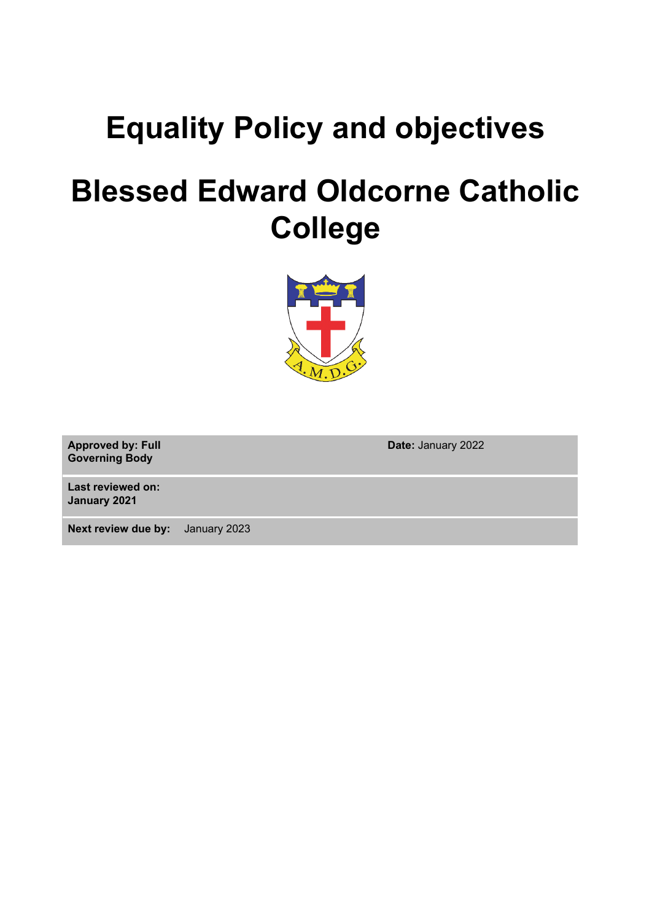# Equality Policy and objectives

# Blessed Edward Oldcorne Catholic College

| **Approved by: Full Governing Body** | **Date:** January 2022 |
| --- | --- |
| **Last reviewed on: January 2021** | |
| **Next review due by:** January 2023 | |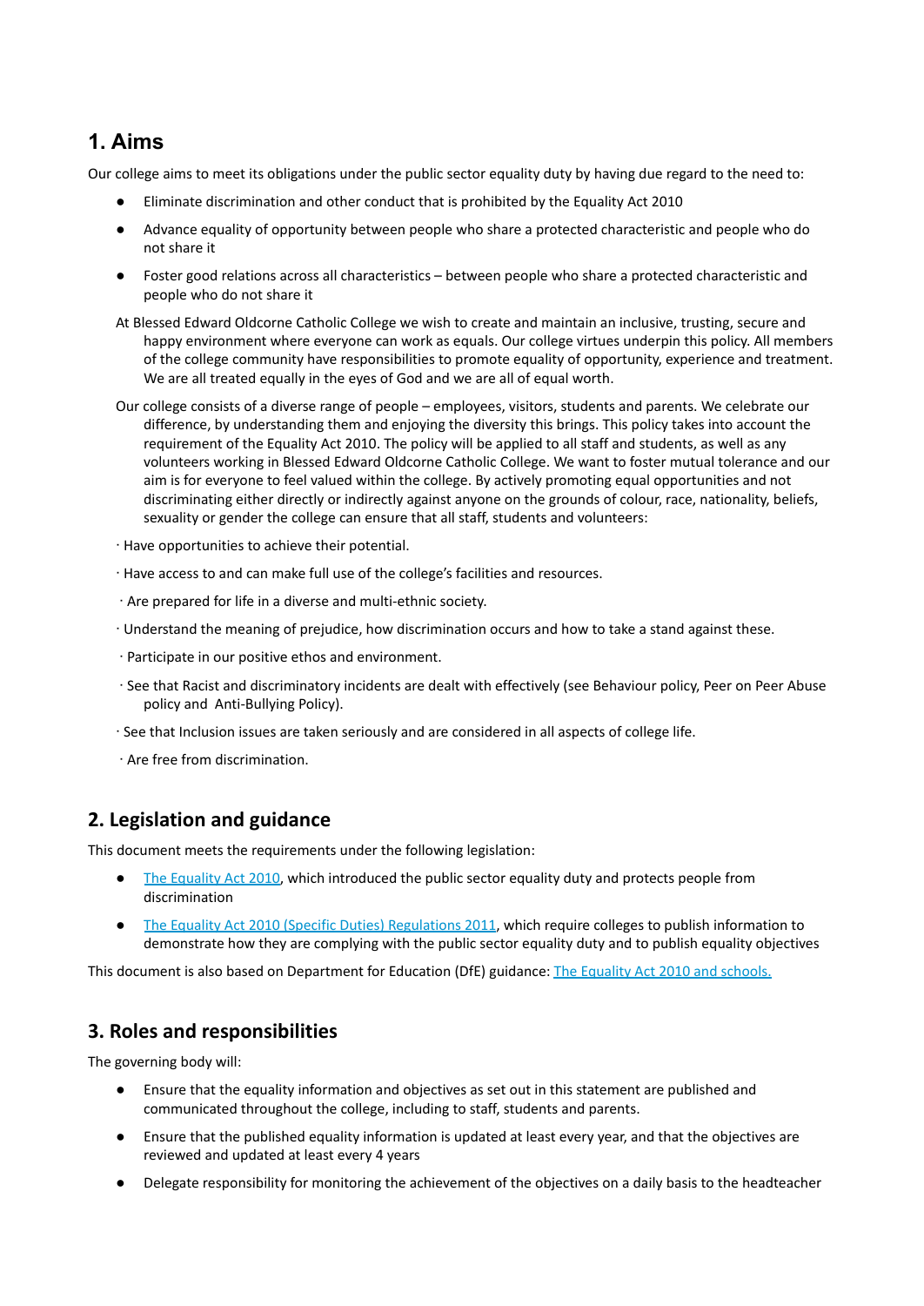## 1. Aims

Our college aims to meet its obligations under the public sector equality duty by having due regard to the need to:

- Eliminate discrimination and other conduct that is prohibited by the Equality Act 2010
- Advance equality of opportunity between people who share a protected characteristic and people who do not share it
- Foster good relations across all characteristics – between people who share a protected characteristic and people who do not share it

At Blessed Edward Oldcorne Catholic College we wish to create and maintain an inclusive, trusting, secure and happy environment where everyone can work as equals. Our college virtues underpin this policy. All members of the college community have responsibilities to promote equality of opportunity, experience and treatment. We are all treated equally in the eyes of God and we are all of equal worth.

Our college consists of a diverse range of people – employees, visitors, students and parents. We celebrate our difference, by understanding them and enjoying the diversity this brings. This policy takes into account the requirement of the Equality Act 2010. The policy will be applied to all staff and students, as well as any volunteers working in Blessed Edward Oldcorne Catholic College. We want to foster mutual tolerance and our aim is for everyone to feel valued within the college. By actively promoting equal opportunities and not discriminating either directly or indirectly against anyone on the grounds of colour, race, nationality, beliefs, sexuality or gender the college can ensure that all staff, students and volunteers:

· Have opportunities to achieve their potential.

· Have access to and can make full use of the college's facilities and resources.

· Are prepared for life in a diverse and multi-ethnic society.

· Understand the meaning of prejudice, how discrimination occurs and how to take a stand against these.

· Participate in our positive ethos and environment.

· See that Racist and discriminatory incidents are dealt with effectively (see Behaviour policy, Peer on Peer Abuse policy and Anti-Bullying Policy).

· See that Inclusion issues are taken seriously and are considered in all aspects of college life.

· Are free from discrimination.

## 2. Legislation and guidance

This document meets the requirements under the following legislation:

- The Equality Act 2010, which introduced the public sector equality duty and protects people from discrimination
- The Equality Act 2010 (Specific Duties) Regulations 2011, which require colleges to publish information to demonstrate how they are complying with the public sector equality duty and to publish equality objectives

This document is also based on Department for Education (DfE) guidance: The Equality Act 2010 and schools.

## 3. Roles and responsibilities

The governing body will:

- Ensure that the equality information and objectives as set out in this statement are published and communicated throughout the college, including to staff, students and parents.
- Ensure that the published equality information is updated at least every year, and that the objectives are reviewed and updated at least every 4 years
- Delegate responsibility for monitoring the achievement of the objectives on a daily basis to the headteacher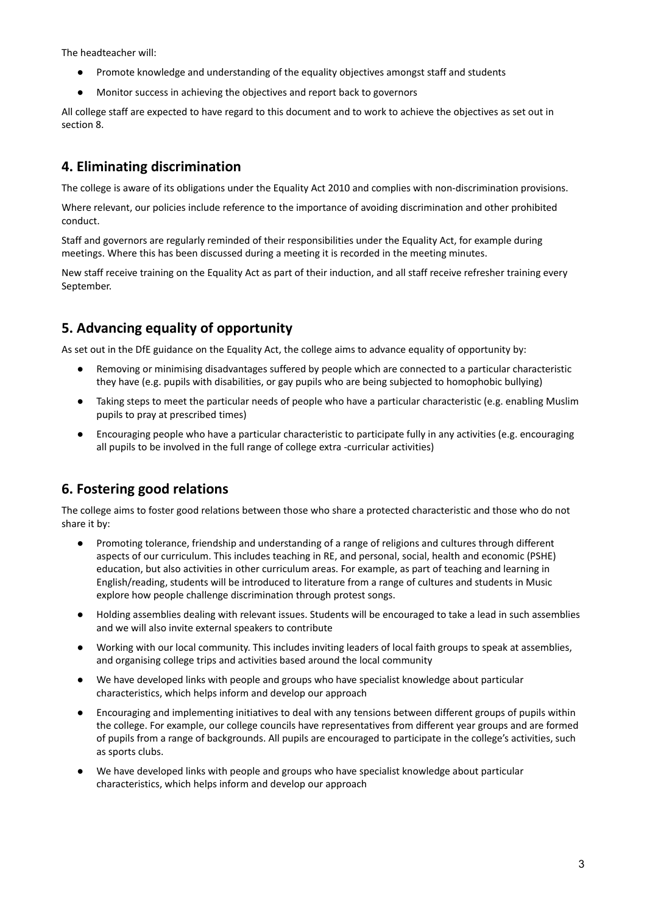The headteacher will:

- Promote knowledge and understanding of the equality objectives amongst staff and students
- Monitor success in achieving the objectives and report back to governors

All college staff are expected to have regard to this document and to work to achieve the objectives as set out in section 8.

## 4. Eliminating discrimination

The college is aware of its obligations under the Equality Act 2010 and complies with non-discrimination provisions.

Where relevant, our policies include reference to the importance of avoiding discrimination and other prohibited conduct.

Staff and governors are regularly reminded of their responsibilities under the Equality Act, for example during meetings. Where this has been discussed during a meeting it is recorded in the meeting minutes.

New staff receive training on the Equality Act as part of their induction, and all staff receive refresher training every September.

## 5. Advancing equality of opportunity

As set out in the DfE guidance on the Equality Act, the college aims to advance equality of opportunity by:

- Removing or minimising disadvantages suffered by people which are connected to a particular characteristic they have (e.g. pupils with disabilities, or gay pupils who are being subjected to homophobic bullying)
- Taking steps to meet the particular needs of people who have a particular characteristic (e.g. enabling Muslim pupils to pray at prescribed times)
- Encouraging people who have a particular characteristic to participate fully in any activities (e.g. encouraging all pupils to be involved in the full range of college extra -curricular activities)

## 6. Fostering good relations

The college aims to foster good relations between those who share a protected characteristic and those who do not share it by:

- Promoting tolerance, friendship and understanding of a range of religions and cultures through different aspects of our curriculum. This includes teaching in RE, and personal, social, health and economic (PSHE) education, but also activities in other curriculum areas. For example, as part of teaching and learning in English/reading, students will be introduced to literature from a range of cultures and students in Music explore how people challenge discrimination through protest songs.
- Holding assemblies dealing with relevant issues. Students will be encouraged to take a lead in such assemblies and we will also invite external speakers to contribute
- Working with our local community. This includes inviting leaders of local faith groups to speak at assemblies, and organising college trips and activities based around the local community
- We have developed links with people and groups who have specialist knowledge about particular characteristics, which helps inform and develop our approach
- Encouraging and implementing initiatives to deal with any tensions between different groups of pupils within the college. For example, our college councils have representatives from different year groups and are formed of pupils from a range of backgrounds. All pupils are encouraged to participate in the college's activities, such as sports clubs.
- We have developed links with people and groups who have specialist knowledge about particular characteristics, which helps inform and develop our approach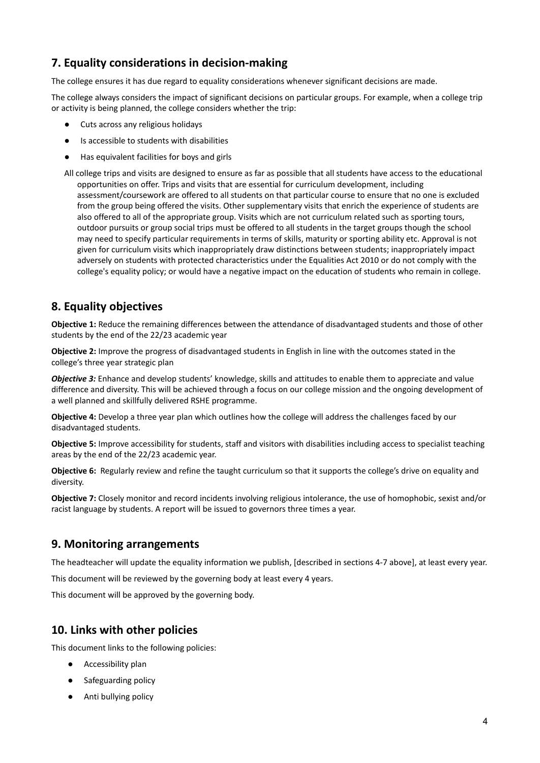## 7. Equality considerations in decision-making

The college ensures it has due regard to equality considerations whenever significant decisions are made.

The college always considers the impact of significant decisions on particular groups. For example, when a college trip or activity is being planned, the college considers whether the trip:

- Cuts across any religious holidays
- Is accessible to students with disabilities
- Has equivalent facilities for boys and girls

All college trips and visits are designed to ensure as far as possible that all students have access to the educational opportunities on offer. Trips and visits that are essential for curriculum development, including assessment/coursework are offered to all students on that particular course to ensure that no one is excluded from the group being offered the visits. Other supplementary visits that enrich the experience of students are also offered to all of the appropriate group. Visits which are not curriculum related such as sporting tours, outdoor pursuits or group social trips must be offered to all students in the target groups though the school may need to specify particular requirements in terms of skills, maturity or sporting ability etc. Approval is not given for curriculum visits which inappropriately draw distinctions between students; inappropriately impact adversely on students with protected characteristics under the Equalities Act 2010 or do not comply with the college's equality policy; or would have a negative impact on the education of students who remain in college.

## 8. Equality objectives

**Objective 1:** Reduce the remaining differences between the attendance of disadvantaged students and those of other students by the end of the 22/23 academic year

**Objective 2:** Improve the progress of disadvantaged students in English in line with the outcomes stated in the college's three year strategic plan

***Objective 3:*** Enhance and develop students' knowledge, skills and attitudes to enable them to appreciate and value difference and diversity. This will be achieved through a focus on our college mission and the ongoing development of a well planned and skillfully delivered RSHE programme.

**Objective 4:** Develop a three year plan which outlines how the college will address the challenges faced by our disadvantaged students.

**Objective 5:** Improve accessibility for students, staff and visitors with disabilities including access to specialist teaching areas by the end of the 22/23 academic year.

**Objective 6:** Regularly review and refine the taught curriculum so that it supports the college's drive on equality and diversity.

**Objective 7:** Closely monitor and record incidents involving religious intolerance, the use of homophobic, sexist and/or racist language by students. A report will be issued to governors three times a year.

## 9. Monitoring arrangements

The headteacher will update the equality information we publish, [described in sections 4-7 above], at least every year.

This document will be reviewed by the governing body at least every 4 years.

This document will be approved by the governing body.

## 10. Links with other policies

This document links to the following policies:

- Accessibility plan
- Safeguarding policy
- Anti bullying policy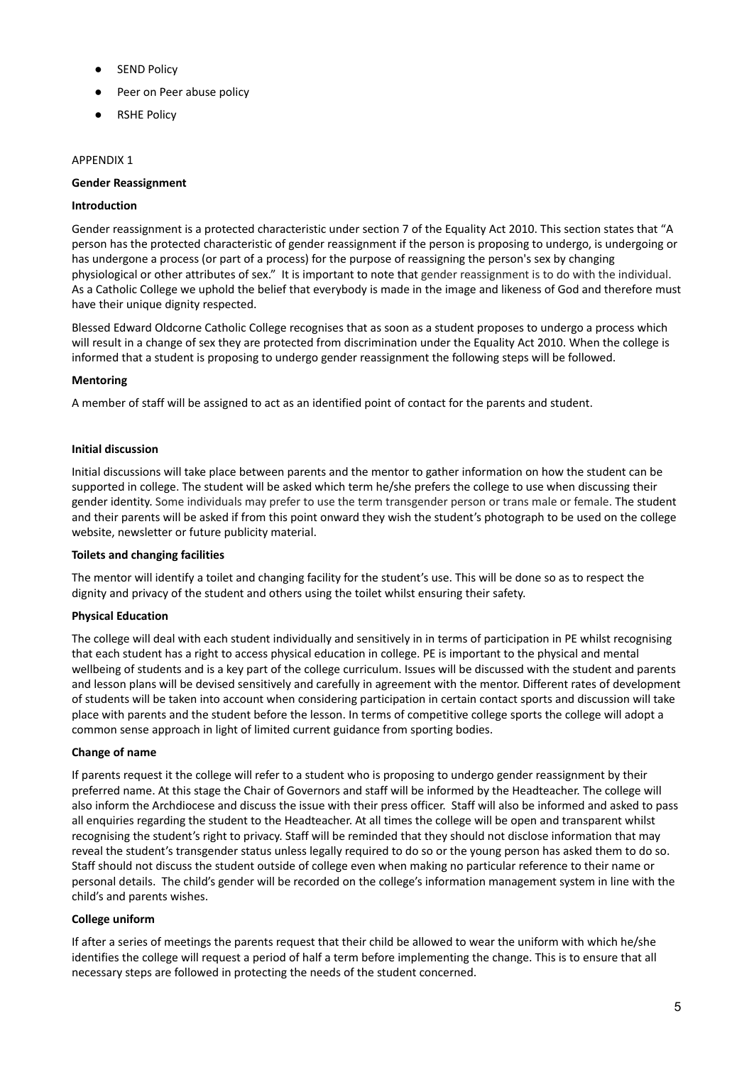- SEND Policy
- Peer on Peer abuse policy
- RSHE Policy

APPENDIX 1

**Gender Reassignment**

**Introduction**

Gender reassignment is a protected characteristic under section 7 of the Equality Act 2010. This section states that "A person has the protected characteristic of gender reassignment if the person is proposing to undergo, is undergoing or has undergone a process (or part of a process) for the purpose of reassigning the person's sex by changing physiological or other attributes of sex." It is important to note that gender reassignment is to do with the individual. As a Catholic College we uphold the belief that everybody is made in the image and likeness of God and therefore must have their unique dignity respected.

Blessed Edward Oldcorne Catholic College recognises that as soon as a student proposes to undergo a process which will result in a change of sex they are protected from discrimination under the Equality Act 2010. When the college is informed that a student is proposing to undergo gender reassignment the following steps will be followed.

**Mentoring**

A member of staff will be assigned to act as an identified point of contact for the parents and student.

**Initial discussion**

Initial discussions will take place between parents and the mentor to gather information on how the student can be supported in college. The student will be asked which term he/she prefers the college to use when discussing their gender identity. Some individuals may prefer to use the term transgender person or trans male or female. The student and their parents will be asked if from this point onward they wish the student's photograph to be used on the college website, newsletter or future publicity material.

**Toilets and changing facilities**

The mentor will identify a toilet and changing facility for the student's use. This will be done so as to respect the dignity and privacy of the student and others using the toilet whilst ensuring their safety.

**Physical Education**

The college will deal with each student individually and sensitively in in terms of participation in PE whilst recognising that each student has a right to access physical education in college. PE is important to the physical and mental wellbeing of students and is a key part of the college curriculum. Issues will be discussed with the student and parents and lesson plans will be devised sensitively and carefully in agreement with the mentor. Different rates of development of students will be taken into account when considering participation in certain contact sports and discussion will take place with parents and the student before the lesson. In terms of competitive college sports the college will adopt a common sense approach in light of limited current guidance from sporting bodies.

**Change of name**

If parents request it the college will refer to a student who is proposing to undergo gender reassignment by their preferred name. At this stage the Chair of Governors and staff will be informed by the Headteacher. The college will also inform the Archdiocese and discuss the issue with their press officer. Staff will also be informed and asked to pass all enquiries regarding the student to the Headteacher. At all times the college will be open and transparent whilst recognising the student's right to privacy. Staff will be reminded that they should not disclose information that may reveal the student's transgender status unless legally required to do so or the young person has asked them to do so. Staff should not discuss the student outside of college even when making no particular reference to their name or personal details. The child's gender will be recorded on the college's information management system in line with the child's and parents wishes.

**College uniform**

If after a series of meetings the parents request that their child be allowed to wear the uniform with which he/she identifies the college will request a period of half a term before implementing the change. This is to ensure that all necessary steps are followed in protecting the needs of the student concerned.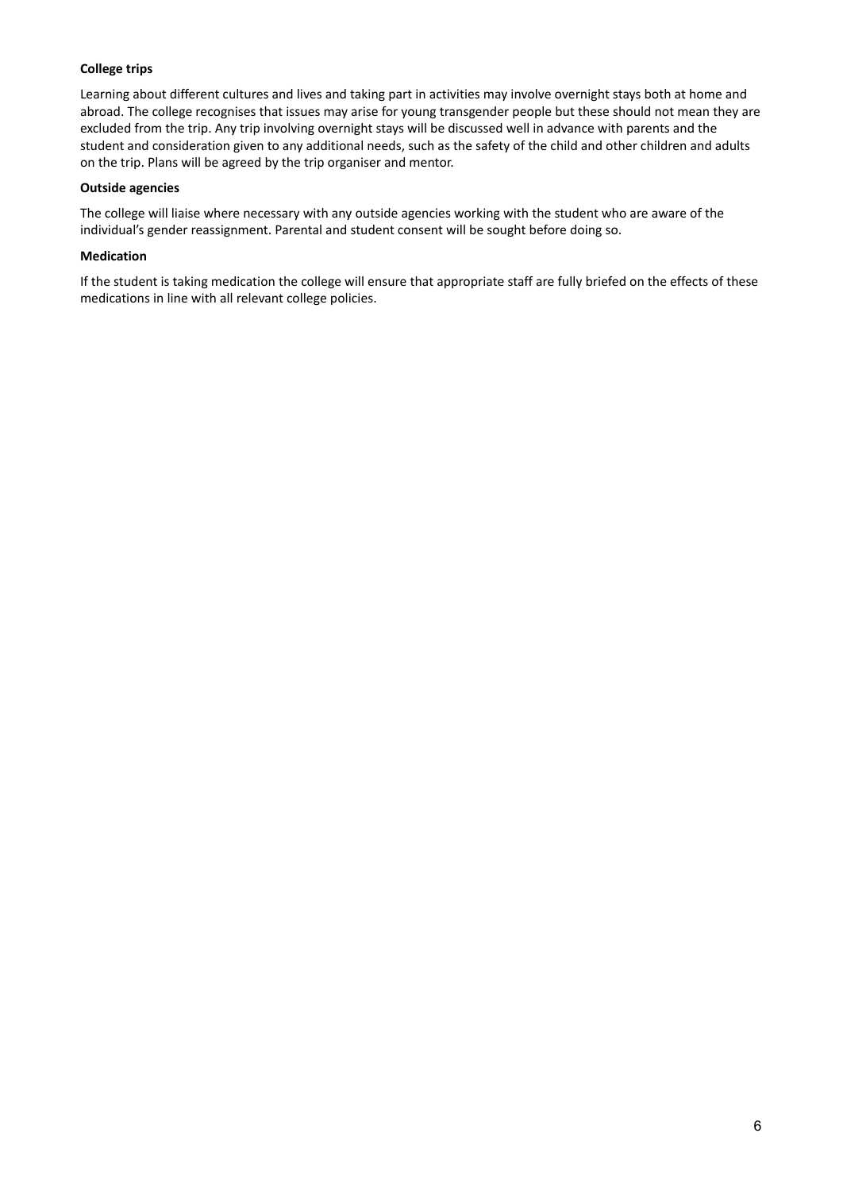**College trips**

Learning about different cultures and lives and taking part in activities may involve overnight stays both at home and abroad. The college recognises that issues may arise for young transgender people but these should not mean they are excluded from the trip. Any trip involving overnight stays will be discussed well in advance with parents and the student and consideration given to any additional needs, such as the safety of the child and other children and adults on the trip. Plans will be agreed by the trip organiser and mentor.

**Outside agencies**

The college will liaise where necessary with any outside agencies working with the student who are aware of the individual's gender reassignment. Parental and student consent will be sought before doing so.

**Medication**

If the student is taking medication the college will ensure that appropriate staff are fully briefed on the effects of these medications in line with all relevant college policies.